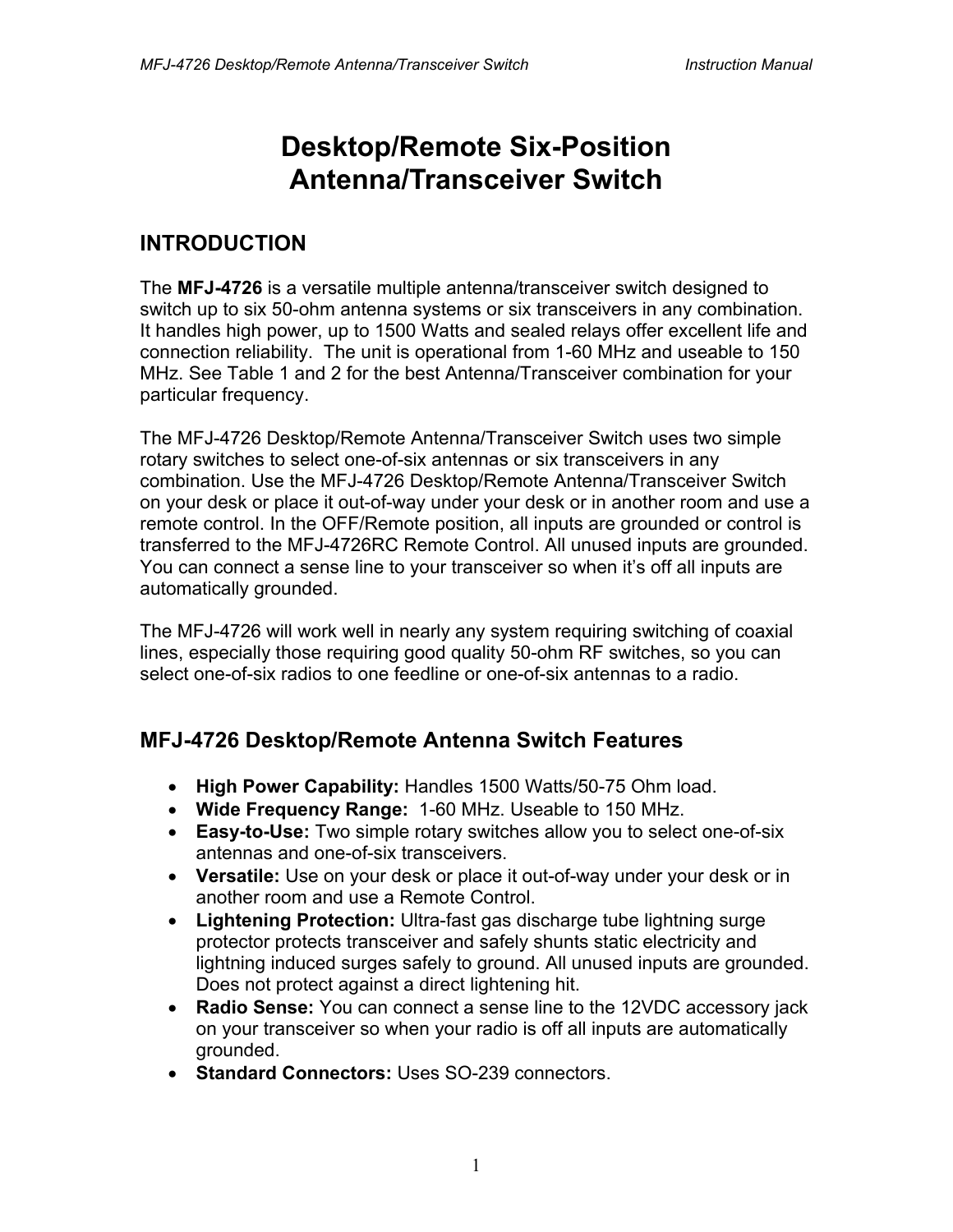# Desktop/Remote Six-Position Antenna/Transceiver Switch

## INTRODUCTION

The **MFJ-4726** is a versatile multiple antenna/transceiver switch designed to switch up to six 50-ohm antenna systems or six transceivers in any combination. It handles high power, up to 1500 Watts and sealed relays offer excellent life and connection reliability. The unit is operational from 1-60 MHz and useable to 150 MHz. See Table 1 and 2 for the best Antenna/Transceiver combination for your particular frequency.

The MFJ-4726 Desktop/Remote Antenna/Transceiver Switch uses two simple rotary switches to select one-of-six antennas or six transceivers in any combination. Use the MFJ-4726 Desktop/Remote Antenna/Transceiver Switch on your desk or place it out-of-way under your desk or in another room and use a remote control. In the OFF/Remote position, all inputs are grounded or control is transferred to the MFJ-4726RC Remote Control. All unused inputs are grounded. You can connect a sense line to your transceiver so when it's off all inputs are automatically grounded.

The MFJ-4726 will work well in nearly any system requiring switching of coaxial lines, especially those requiring good quality 50-ohm RF switches, so you can select one-of-six radios to one feedline or one-of-six antennas to a radio.

## MFJ-4726 Desktop/Remote Antenna Switch Features

- **High Power Capability:** Handles 1500 Watts/50-75 Ohm load.
- **Wide Frequency Range:** 1-60 MHz. Useable to 150 MHz.
- **Easy-to-Use:** Two simple rotary switches allow you to select one-of-six antennas and one-of-six transceivers.
- **Versatile:** Use on your desk or place it out-of-way under your desk or in another room and use a Remote Control.
- **Lightening Protection:** Ultra-fast gas discharge tube lightning surge protector protects transceiver and safely shunts static electricity and lightning induced surges safely to ground. All unused inputs are grounded. Does not protect against a direct lightening hit.
- **Radio Sense:** You can connect a sense line to the 12VDC accessory jack on your transceiver so when your radio is off all inputs are automatically grounded.
- **Standard Connectors:** Uses SO-239 connectors.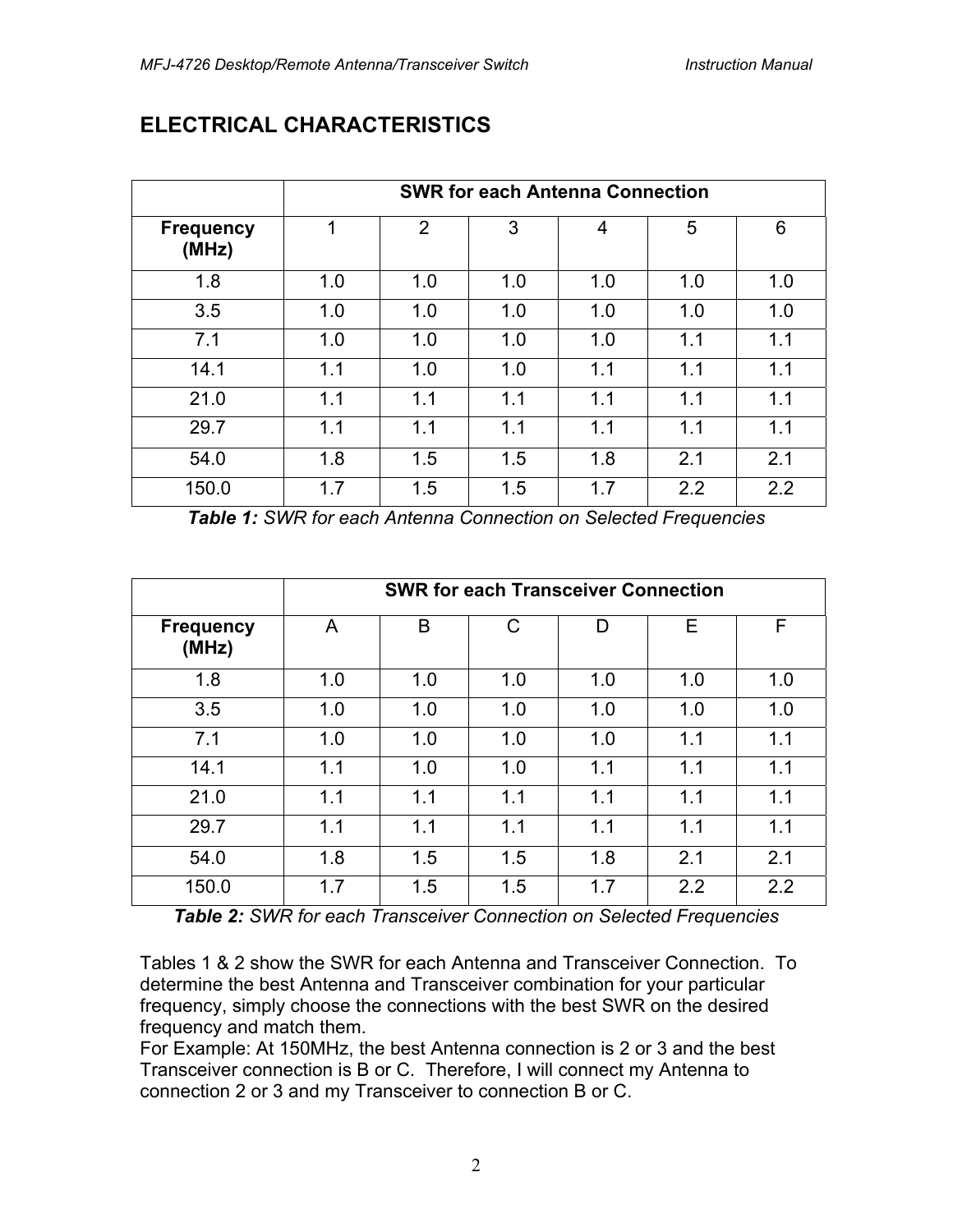## ELECTRICAL CHARACTERISTICS

| | SWR for each Antenna Connection | | | | | |
|---|---|---|---|---|---|---|
| **Frequency (MHz)** | 1 | 2 | 3 | 4 | 5 | 6 |
| 1.8 | 1.0 | 1.0 | 1.0 | 1.0 | 1.0 | 1.0 |
| 3.5 | 1.0 | 1.0 | 1.0 | 1.0 | 1.0 | 1.0 |
| 7.1 | 1.0 | 1.0 | 1.0 | 1.0 | 1.1 | 1.1 |
| 14.1 | 1.1 | 1.0 | 1.0 | 1.1 | 1.1 | 1.1 |
| 21.0 | 1.1 | 1.1 | 1.1 | 1.1 | 1.1 | 1.1 |
| 29.7 | 1.1 | 1.1 | 1.1 | 1.1 | 1.1 | 1.1 |
| 54.0 | 1.8 | 1.5 | 1.5 | 1.8 | 2.1 | 2.1 |
| 150.0 | 1.7 | 1.5 | 1.5 | 1.7 | 2.2 | 2.2 |

***Table 1:*** *SWR for each Antenna Connection on Selected Frequencies*

| | SWR for each Transceiver Connection | | | | | |
|---|---|---|---|---|---|---|
| **Frequency (MHz)** | A | B | C | D | E | F |
| 1.8 | 1.0 | 1.0 | 1.0 | 1.0 | 1.0 | 1.0 |
| 3.5 | 1.0 | 1.0 | 1.0 | 1.0 | 1.0 | 1.0 |
| 7.1 | 1.0 | 1.0 | 1.0 | 1.0 | 1.1 | 1.1 |
| 14.1 | 1.1 | 1.0 | 1.0 | 1.1 | 1.1 | 1.1 |
| 21.0 | 1.1 | 1.1 | 1.1 | 1.1 | 1.1 | 1.1 |
| 29.7 | 1.1 | 1.1 | 1.1 | 1.1 | 1.1 | 1.1 |
| 54.0 | 1.8 | 1.5 | 1.5 | 1.8 | 2.1 | 2.1 |
| 150.0 | 1.7 | 1.5 | 1.5 | 1.7 | 2.2 | 2.2 |

***Table 2:*** *SWR for each Transceiver Connection on Selected Frequencies*

Tables 1 & 2 show the SWR for each Antenna and Transceiver Connection. To determine the best Antenna and Transceiver combination for your particular frequency, simply choose the connections with the best SWR on the desired frequency and match them.
For Example: At 150MHz, the best Antenna connection is 2 or 3 and the best Transceiver connection is B or C. Therefore, I will connect my Antenna to connection 2 or 3 and my Transceiver to connection B or C.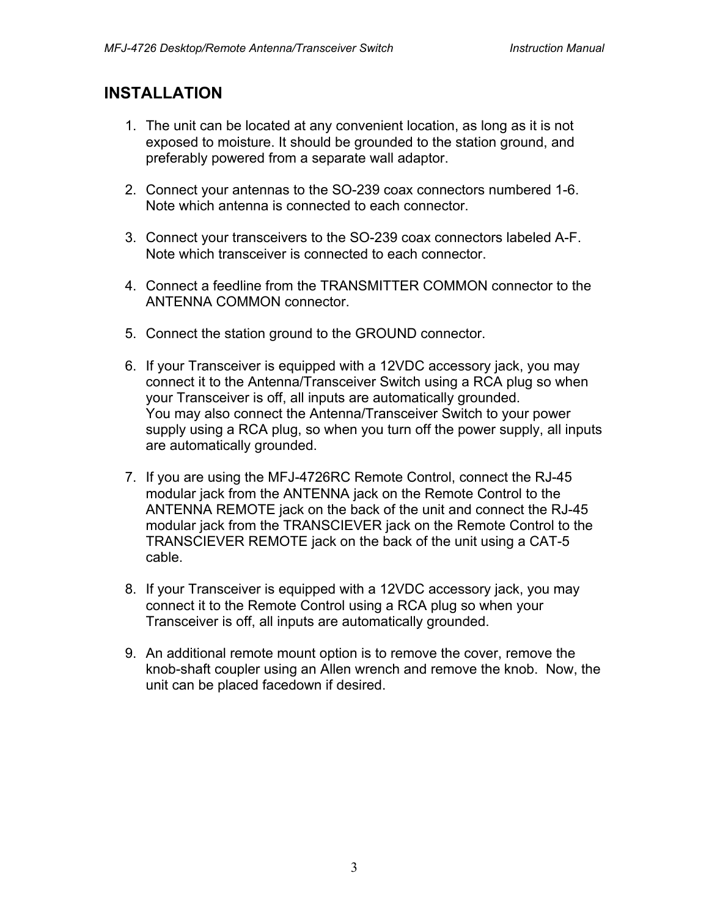# INSTALLATION

1. The unit can be located at any convenient location, as long as it is not exposed to moisture. It should be grounded to the station ground, and preferably powered from a separate wall adaptor.

2. Connect your antennas to the SO-239 coax connectors numbered 1-6. Note which antenna is connected to each connector.

3. Connect your transceivers to the SO-239 coax connectors labeled A-F. Note which transceiver is connected to each connector.

4. Connect a feedline from the TRANSMITTER COMMON connector to the ANTENNA COMMON connector.

5. Connect the station ground to the GROUND connector.

6. If your Transceiver is equipped with a 12VDC accessory jack, you may connect it to the Antenna/Transceiver Switch using a RCA plug so when your Transceiver is off, all inputs are automatically grounded.
   You may also connect the Antenna/Transceiver Switch to your power supply using a RCA plug, so when you turn off the power supply, all inputs are automatically grounded.

7. If you are using the MFJ-4726RC Remote Control, connect the RJ-45 modular jack from the ANTENNA jack on the Remote Control to the ANTENNA REMOTE jack on the back of the unit and connect the RJ-45 modular jack from the TRANSCIEVER jack on the Remote Control to the TRANSCIEVER REMOTE jack on the back of the unit using a CAT-5 cable.

8. If your Transceiver is equipped with a 12VDC accessory jack, you may connect it to the Remote Control using a RCA plug so when your Transceiver is off, all inputs are automatically grounded.

9. An additional remote mount option is to remove the cover, remove the knob-shaft coupler using an Allen wrench and remove the knob. Now, the unit can be placed facedown if desired.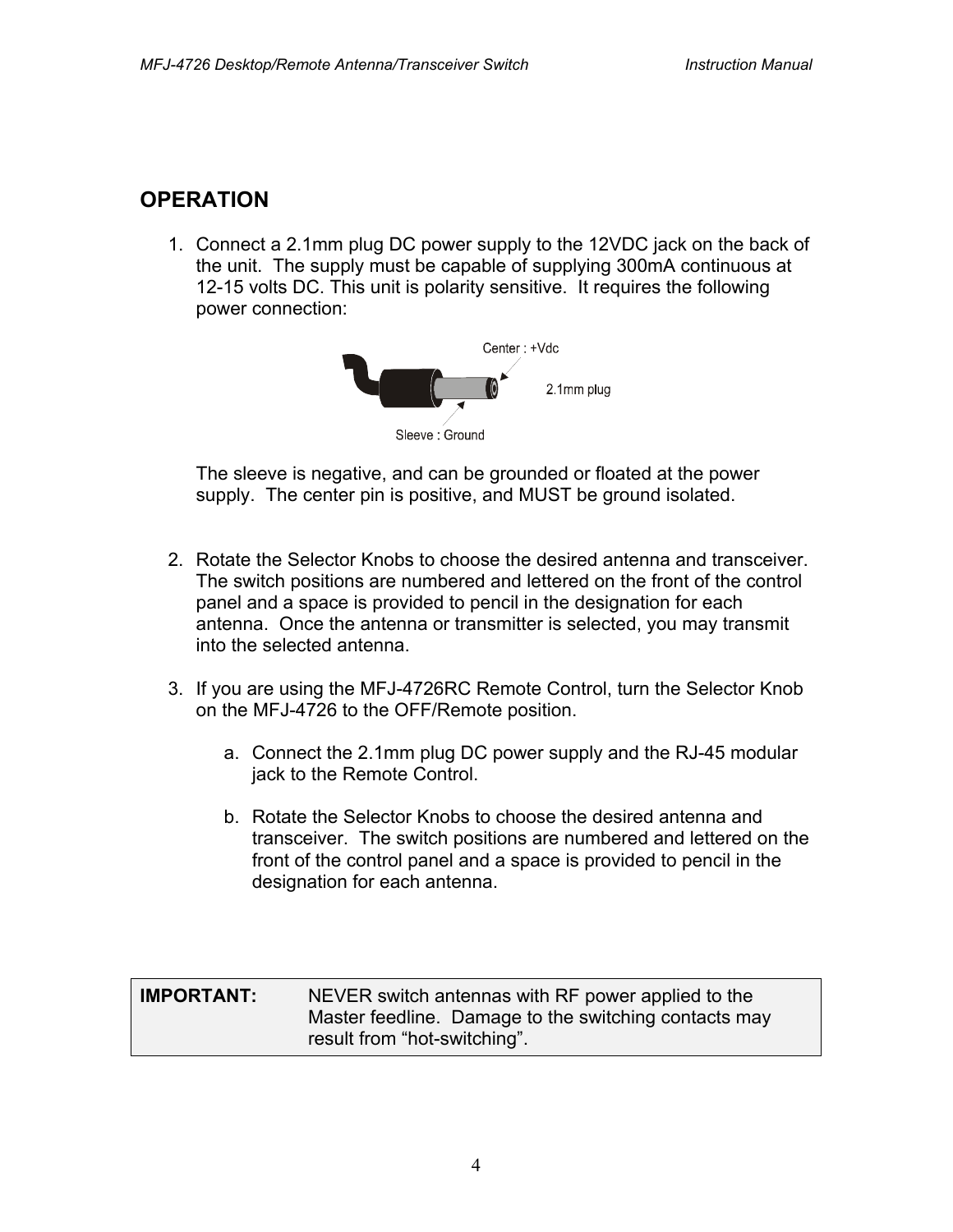## OPERATION

1. Connect a 2.1mm plug DC power supply to the 12VDC jack on the back of the unit. The supply must be capable of supplying 300mA continuous at 12-15 volts DC. This unit is polarity sensitive. It requires the following power connection:

   Center : +Vdc

   2.1mm plug

   Sleeve : Ground

   The sleeve is negative, and can be grounded or floated at the power supply. The center pin is positive, and MUST be ground isolated.

2. Rotate the Selector Knobs to choose the desired antenna and transceiver. The switch positions are numbered and lettered on the front of the control panel and a space is provided to pencil in the designation for each antenna. Once the antenna or transmitter is selected, you may transmit into the selected antenna.

3. If you are using the MFJ-4726RC Remote Control, turn the Selector Knob on the MFJ-4726 to the OFF/Remote position.

   a. Connect the 2.1mm plug DC power supply and the RJ-45 modular jack to the Remote Control.

   b. Rotate the Selector Knobs to choose the desired antenna and transceiver. The switch positions are numbered and lettered on the front of the control panel and a space is provided to pencil in the designation for each antenna.

| **IMPORTANT:** | NEVER switch antennas with RF power applied to the Master feedline. Damage to the switching contacts may result from "hot-switching". |
| --- | --- |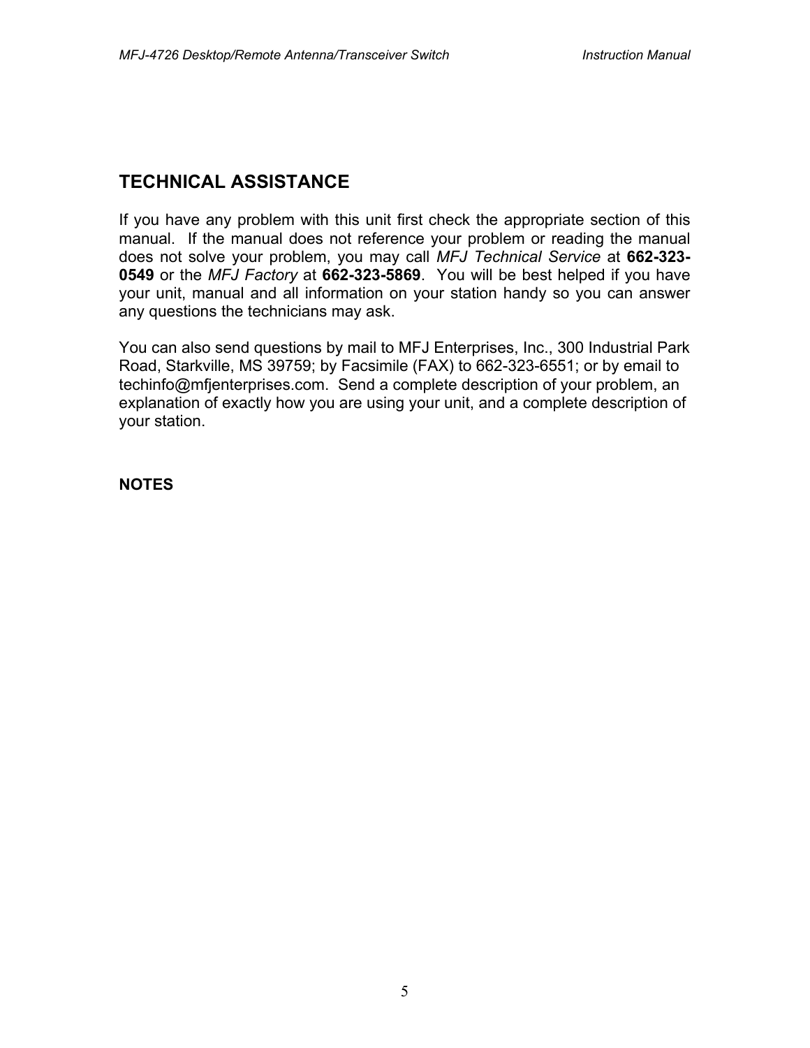## TECHNICAL ASSISTANCE

If you have any problem with this unit first check the appropriate section of this manual. If the manual does not reference your problem or reading the manual does not solve your problem, you may call *MFJ Technical Service* at **662-323-0549** or the *MFJ Factory* at **662-323-5869**. You will be best helped if you have your unit, manual and all information on your station handy so you can answer any questions the technicians may ask.

You can also send questions by mail to MFJ Enterprises, Inc., 300 Industrial Park Road, Starkville, MS 39759; by Facsimile (FAX) to 662-323-6551; or by email to techinfo@mfjenterprises.com. Send a complete description of your problem, an explanation of exactly how you are using your unit, and a complete description of your station.

**NOTES**